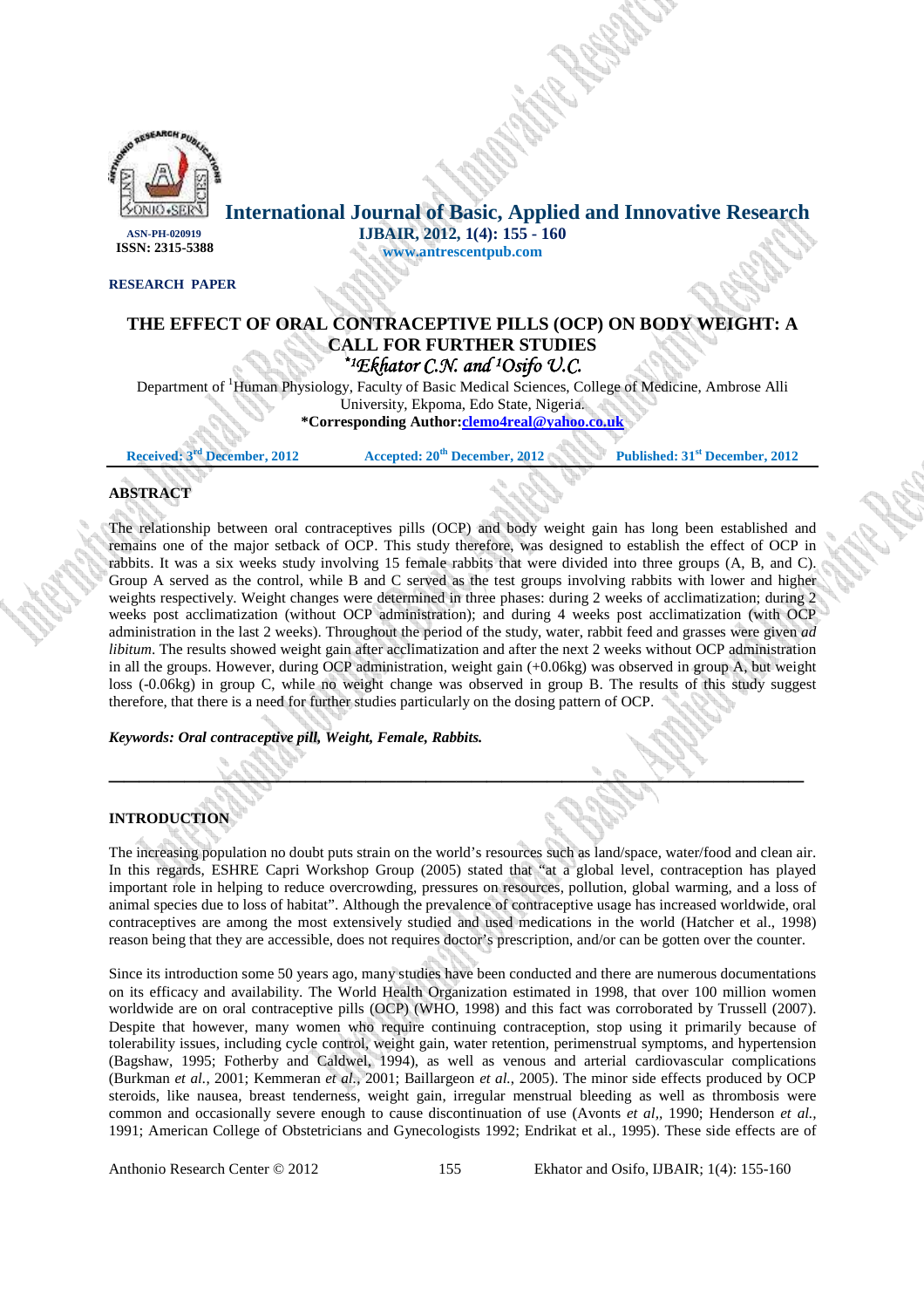International Journal of Basic, Applied and Innovative Research

IJBAIR, 2012, 1(4): 155 - 160

www.antrescentpub.com

ASN-PH-020919

ISSN: 2315-5388

**RESEARCH PAPER**

# THE EFFECT OF ORAL CONTRACEPTIVE PILLS (OCP) ON BODY WEIGHT: A CALL FOR FURTHER STUDIES

*[1]Ekhator C.N. and [1]Osifo U.C.

Department of [1]Human Physiology, Faculty of Basic Medical Sciences, College of Medicine, Ambrose Alli University, Ekpoma, Edo State, Nigeria.

**\*Corresponding Author:** clemo4real@yahoo.co.uk

Received: 3rd December, 2012 Accepted: 20th December, 2012 Published: 31st December, 2012

## ABSTRACT

The relationship between oral contraceptives pills (OCP) and body weight gain has long been established and remains one of the major setback of OCP. This study therefore, was designed to establish the effect of OCP in rabbits. It was a six weeks study involving 15 female rabbits that were divided into three groups (A, B, and C). Group A served as the control, while B and C served as the test groups involving rabbits with lower and higher weights respectively. Weight changes were determined in three phases: during 2 weeks of acclimatization; during 2 weeks post acclimatization (without OCP administration); and during 4 weeks post acclimatization (with OCP administration in the last 2 weeks). Throughout the period of the study, water, rabbit feed and grasses were given *ad libitum*. The results showed weight gain after acclimatization and after the next 2 weeks without OCP administration in all the groups. However, during OCP administration, weight gain (+0.06kg) was observed in group A, but weight loss (-0.06kg) in group C, while no weight change was observed in group B. The results of this study suggest therefore, that there is a need for further studies particularly on the dosing pattern of OCP.

***Keywords: Oral contraceptive pill, Weight, Female, Rabbits.***

## INTRODUCTION

The increasing population no doubt puts strain on the world's resources such as land/space, water/food and clean air. In this regards, ESHRE Capri Workshop Group (2005) stated that "at a global level, contraception has played important role in helping to reduce overcrowding, pressures on resources, pollution, global warming, and a loss of animal species due to loss of habitat". Although the prevalence of contraceptive usage has increased worldwide, oral contraceptives are among the most extensively studied and used medications in the world (Hatcher et al., 1998) reason being that they are accessible, does not requires doctor's prescription, and/or can be gotten over the counter.

Since its introduction some 50 years ago, many studies have been conducted and there are numerous documentations on its efficacy and availability. The World Health Organization estimated in 1998, that over 100 million women worldwide are on oral contraceptive pills (OCP) (WHO, 1998) and this fact was corroborated by Trussell (2007). Despite that however, many women who require continuing contraception, stop using it primarily because of tolerability issues, including cycle control, weight gain, water retention, perimenstrual symptoms, and hypertension (Bagshaw, 1995; Fotherby and Caldwel, 1994), as well as venous and arterial cardiovascular complications (Burkman *et al.*, 2001; Kemmeran *et al.*, 2001; Baillargeon *et al.*, 2005). The minor side effects produced by OCP steroids, like nausea, breast tenderness, weight gain, irregular menstrual bleeding as well as thrombosis were common and occasionally severe enough to cause discontinuation of use (Avonts *et al*,, 1990; Henderson *et al.*, 1991; American College of Obstetricians and Gynecologists 1992; Endrikat et al., 1995). These side effects are of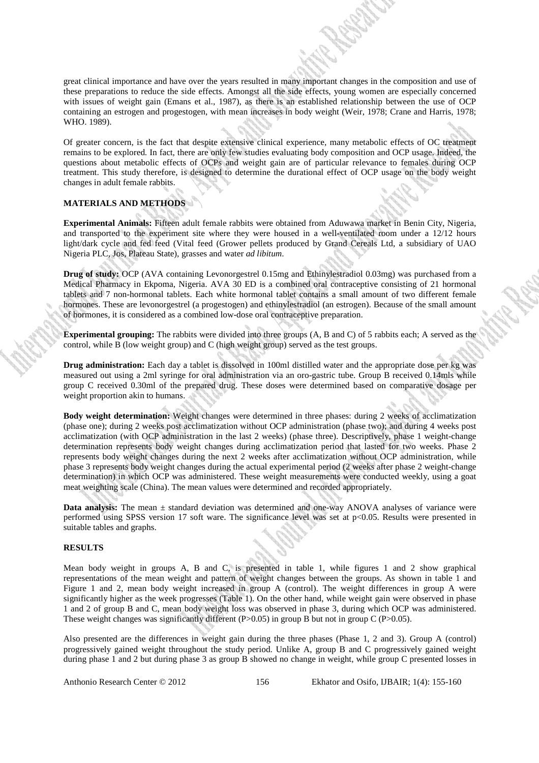great clinical importance and have over the years resulted in many important changes in the composition and use of these preparations to reduce the side effects. Amongst all the side effects, young women are especially concerned with issues of weight gain (Emans et al., 1987), as there is an established relationship between the use of OCP containing an estrogen and progestogen, with mean increases in body weight (Weir, 1978; Crane and Harris, 1978; WHO. 1989).

Of greater concern, is the fact that despite extensive clinical experience, many metabolic effects of OC treatment remains to be explored. In fact, there are only few studies evaluating body composition and OCP usage. Indeed, the questions about metabolic effects of OCPs and weight gain are of particular relevance to females during OCP treatment. This study therefore, is designed to determine the durational effect of OCP usage on the body weight changes in adult female rabbits.

## MATERIALS AND METHODS

**Experimental Animals:** Fifteen adult female rabbits were obtained from Aduwawa market in Benin City, Nigeria, and transported to the experiment site where they were housed in a well-ventilated room under a 12/12 hours light/dark cycle and fed feed (Vital feed (Grower pellets produced by Grand Cereals Ltd, a subsidiary of UAO Nigeria PLC, Jos, Plateau State), grasses and water *ad libitum*.

**Drug of study:** OCP (AVA containing Levonorgestrel 0.15mg and Ethinylestradiol 0.03mg) was purchased from a Medical Pharmacy in Ekpoma, Nigeria. AVA 30 ED is a combined oral contraceptive consisting of 21 hormonal tablets and 7 non-hormonal tablets. Each white hormonal tablet contains a small amount of two different female hormones. These are levonorgestrel (a progestogen) and ethinylestradiol (an estrogen). Because of the small amount of hormones, it is considered as a combined low-dose oral contraceptive preparation.

**Experimental grouping:** The rabbits were divided into three groups (A, B and C) of 5 rabbits each; A served as the control, while B (low weight group) and C (high weight group) served as the test groups.

**Drug administration:** Each day a tablet is dissolved in 100ml distilled water and the appropriate dose per kg was measured out using a 2ml syringe for oral administration via an oro-gastric tube. Group B received 0.14mls while group C received 0.30ml of the prepared drug. These doses were determined based on comparative dosage per weight proportion akin to humans.

**Body weight determination:** Weight changes were determined in three phases: during 2 weeks of acclimatization (phase one); during 2 weeks post acclimatization without OCP administration (phase two); and during 4 weeks post acclimatization (with OCP administration in the last 2 weeks) (phase three). Descriptively, phase 1 weight-change determination represents body weight changes during acclimatization period that lasted for two weeks. Phase 2 represents body weight changes during the next 2 weeks after acclimatization without OCP administration, while phase 3 represents body weight changes during the actual experimental period (2 weeks after phase 2 weight-change determination) in which OCP was administered. These weight measurements were conducted weekly, using a goat meat weighting scale (China). The mean values were determined and recorded appropriately.

**Data analysis:** The mean ± standard deviation was determined and one-way ANOVA analyses of variance were performed using SPSS version 17 soft ware. The significance level was set at $p<0.05$. Results were presented in suitable tables and graphs.

## RESULTS

Mean body weight in groups A, B and C, is presented in table 1, while figures 1 and 2 show graphical representations of the mean weight and pattern of weight changes between the groups. As shown in table 1 and Figure 1 and 2, mean body weight increased in group A (control). The weight differences in group A were significantly higher as the week progresses (Table 1). On the other hand, while weight gain were observed in phase 1 and 2 of group B and C, mean body weight loss was observed in phase 3, during which OCP was administered. These weight changes was significantly different ($P>0.05$) in group B but not in group C ($P>0.05$).

Also presented are the differences in weight gain during the three phases (Phase 1, 2 and 3). Group A (control) progressively gained weight throughout the study period. Unlike A, group B and C progressively gained weight during phase 1 and 2 but during phase 3 as group B showed no change in weight, while group C presented losses in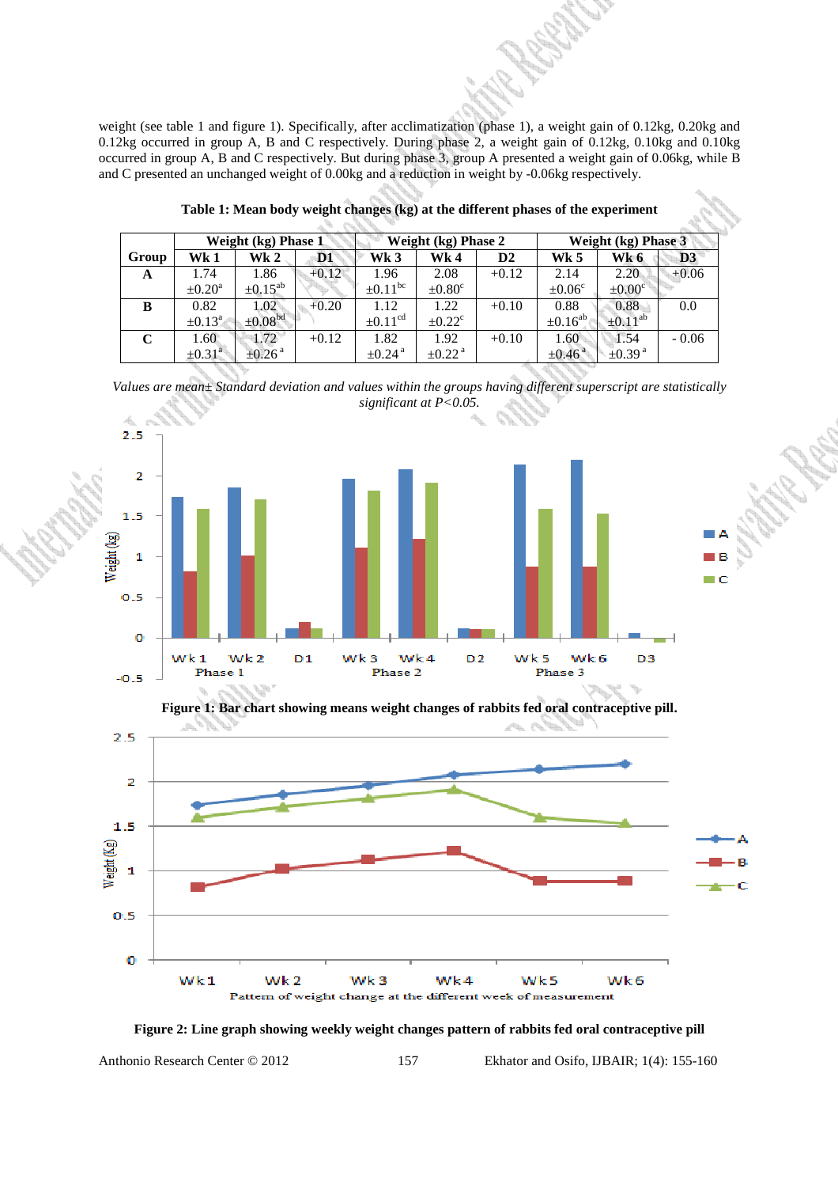weight (see table 1 and figure 1). Specifically, after acclimatization (phase 1), a weight gain of 0.12kg, 0.20kg and 0.12kg occurred in group A, B and C respectively. During phase 2, a weight gain of 0.12kg, 0.10kg and 0.10kg occurred in group A, B and C respectively. But during phase 3, group A presented a weight gain of 0.06kg, while B and C presented an unchanged weight of 0.00kg and a reduction in weight by -0.06kg respectively.

**Table 1: Mean body weight changes (kg) at the different phases of the experiment**

| Group | Weight (kg) Phase 1 | | | Weight (kg) Phase 2 | | | Weight (kg) Phase 3 | | |
|---|---|---|---|---|---|---|---|---|---|
| | Wk 1 | Wk 2 | D1 | Wk 3 | Wk 4 | D2 | Wk 5 | Wk 6 | D3 |
| A | 1.74 ±0.20[a] | 1.86 ±0.15[ab] | +0.12 | 1.96 ±0.11[bc] | 2.08 ±0.80[c] | +0.12 | 2.14 ±0.06[c] | 2.20 ±0.00[c] | +0.06 |
| B | 0.82 ±0.13[a] | 1.02 ±0.08[bd] | +0.20 | 1.12 ±0.11[cd] | 1.22 ±0.22[c] | +0.10 | 0.88 ±0.16[ab] | 0.88 ±0.11[ab] | 0.0 |
| C | 1.60 ±0.31[a] | 1.72 ±0.26[a] | +0.12 | 1.82 ±0.24[a] | 1.92 ±0.22[a] | +0.10 | 1.60 ±0.46[a] | 1.54 ±0.39[a] | - 0.06 |

*Values are mean± Standard deviation and values within the groups having different superscript are statistically significant at P<0.05.*

**Figure 1: Bar chart showing means weight changes of rabbits fed oral contraceptive pill.**

**Figure 2: Line graph showing weekly weight changes pattern of rabbits fed oral contraceptive pill**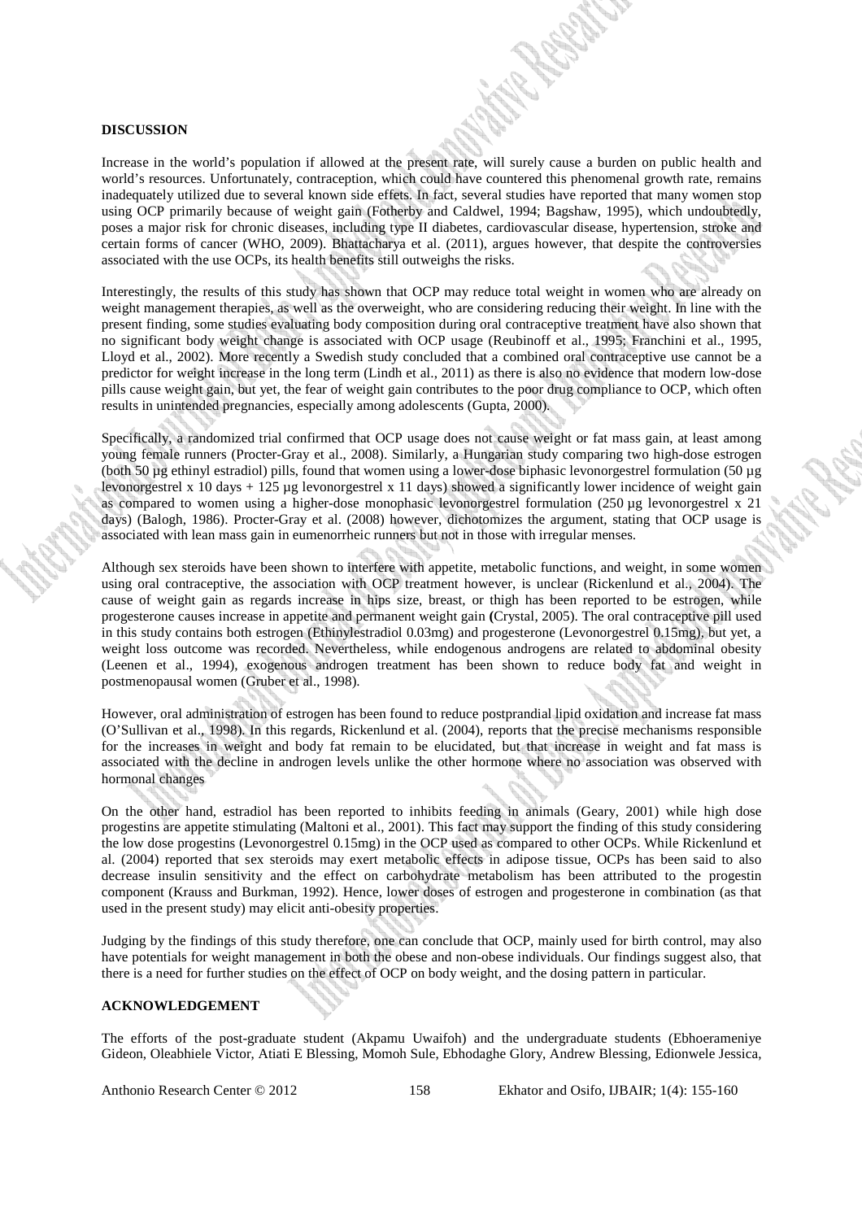## DISCUSSION

Increase in the world's population if allowed at the present rate, will surely cause a burden on public health and world's resources. Unfortunately, contraception, which could have countered this phenomenal growth rate, remains inadequately utilized due to several known side effets. In fact, several studies have reported that many women stop using OCP primarily because of weight gain (Fotherby and Caldwel, 1994; Bagshaw, 1995), which undoubtedly, poses a major risk for chronic diseases, including type II diabetes, cardiovascular disease, hypertension, stroke and certain forms of cancer (WHO, 2009). Bhattacharya et al. (2011), argues however, that despite the controversies associated with the use OCPs, its health benefits still outweighs the risks.

Interestingly, the results of this study has shown that OCP may reduce total weight in women who are already on weight management therapies, as well as the overweight, who are considering reducing their weight. In line with the present finding, some studies evaluating body composition during oral contraceptive treatment have also shown that no significant body weight change is associated with OCP usage (Reubinoff et al., 1995; Franchini et al., 1995, Lloyd et al., 2002). More recently a Swedish study concluded that a combined oral contraceptive use cannot be a predictor for weight increase in the long term (Lindh et al., 2011) as there is also no evidence that modern low-dose pills cause weight gain, but yet, the fear of weight gain contributes to the poor drug compliance to OCP, which often results in unintended pregnancies, especially among adolescents (Gupta, 2000).

Specifically, a randomized trial confirmed that OCP usage does not cause weight or fat mass gain, at least among young female runners (Procter-Gray et al., 2008). Similarly, a Hungarian study comparing two high-dose estrogen (both 50 µg ethinyl estradiol) pills, found that women using a lower-dose biphasic levonorgestrel formulation (50 µg levonorgestrel x 10 days + 125 µg levonorgestrel x 11 days) showed a significantly lower incidence of weight gain as compared to women using a higher-dose monophasic levonorgestrel formulation (250 µg levonorgestrel x 21 days) (Balogh, 1986). Procter-Gray et al. (2008) however, dichotomizes the argument, stating that OCP usage is associated with lean mass gain in eumenorrheic runners but not in those with irregular menses.

Although sex steroids have been shown to interfere with appetite, metabolic functions, and weight, in some women using oral contraceptive, the association with OCP treatment however, is unclear (Rickenlund et al., 2004). The cause of weight gain as regards increase in hips size, breast, or thigh has been reported to be estrogen, while progesterone causes increase in appetite and permanent weight gain (Crystal, 2005). The oral contraceptive pill used in this study contains both estrogen (Ethinylestradiol 0.03mg) and progesterone (Levonorgestrel 0.15mg), but yet, a weight loss outcome was recorded. Nevertheless, while endogenous androgens are related to abdominal obesity (Leenen et al., 1994), exogenous androgen treatment has been shown to reduce body fat and weight in postmenopausal women (Gruber et al., 1998).

However, oral administration of estrogen has been found to reduce postprandial lipid oxidation and increase fat mass (O'Sullivan et al., 1998). In this regards, Rickenlund et al. (2004), reports that the precise mechanisms responsible for the increases in weight and body fat remain to be elucidated, but that increase in weight and fat mass is associated with the decline in androgen levels unlike the other hormone where no association was observed with hormonal changes

On the other hand, estradiol has been reported to inhibits feeding in animals (Geary, 2001) while high dose progestins are appetite stimulating (Maltoni et al., 2001). This fact may support the finding of this study considering the low dose progestins (Levonorgestrel 0.15mg) in the OCP used as compared to other OCPs. While Rickenlund et al. (2004) reported that sex steroids may exert metabolic effects in adipose tissue, OCPs has been said to also decrease insulin sensitivity and the effect on carbohydrate metabolism has been attributed to the progestin component (Krauss and Burkman, 1992). Hence, lower doses of estrogen and progesterone in combination (as that used in the present study) may elicit anti-obesity properties.

Judging by the findings of this study therefore, one can conclude that OCP, mainly used for birth control, may also have potentials for weight management in both the obese and non-obese individuals. Our findings suggest also, that there is a need for further studies on the effect of OCP on body weight, and the dosing pattern in particular.

## ACKNOWLEDGEMENT

The efforts of the post-graduate student (Akpamu Uwaifoh) and the undergraduate students (Ebhoerameniye Gideon, Oleabhiele Victor, Atiati E Blessing, Momoh Sule, Ebhodaghe Glory, Andrew Blessing, Edionwele Jessica,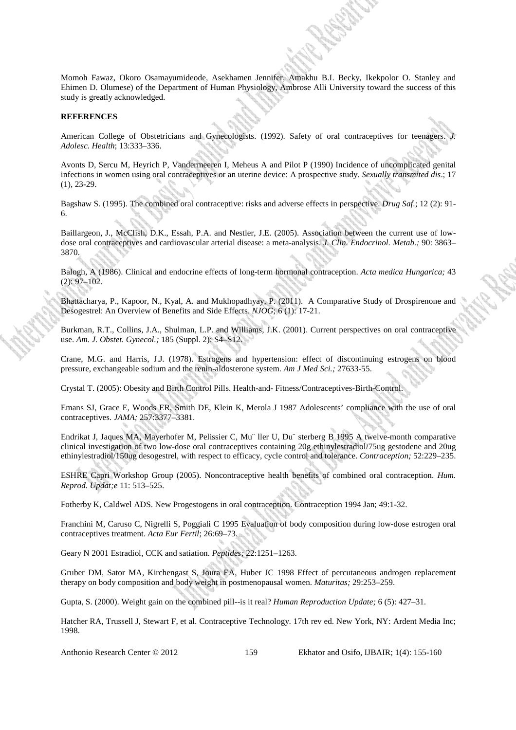Momoh Fawaz, Okoro Osamayumideode, Asekhamen Jennifer, Amakhu B.I. Becky, Ikekpolor O. Stanley and Ehimen D. Olumese) of the Department of Human Physiology, Ambrose Alli University toward the success of this study is greatly acknowledged.

**REFERENCES**

American College of Obstetricians and Gynecologists. (1992). Safety of oral contraceptives for teenagers. *J. Adolesc. Health*; 13:333–336.

Avonts D, Sercu M, Heyrich P, Vandermeeren I, Meheus A and Pilot P (1990) Incidence of uncomplicated genital infections in women using oral contraceptives or an uterine device: A prospective study. *Sexually transmited dis*.; 17 (1), 23-29.

Bagshaw S. (1995). The combined oral contraceptive: risks and adverse effects in perspective. *Drug Saf.*; 12 (2): 91-6.

Baillargeon, J., McClish, D.K., Essah, P.A. and Nestler, J.E. (2005). Association between the current use of low-dose oral contraceptives and cardiovascular arterial disease: a meta-analysis. *J. Clin. Endocrinol. Metab.;* 90: 3863–3870.

Balogh, A (1986). Clinical and endocrine effects of long-term hormonal contraception. *Acta medica Hungarica;* 43 (2): 97–102.

Bhattacharya, P., Kapoor, N., Kyal, A. and Mukhopadhyay, P. (2011). A Comparative Study of Drospirenone and Desogestrel: An Overview of Benefits and Side Effects. *NJOG*; 6 (1): 17-21.

Burkman, R.T., Collins, J.A., Shulman, L.P. and Williams, J.K. (2001). Current perspectives on oral contraceptive use. *Am. J. Obstet. Gynecol.;* 185 (Suppl. 2): S4–S12.

Crane, M.G. and Harris, J.J. (1978). Estrogens and hypertension: effect of discontinuing estrogens on blood pressure, exchangeable sodium and the renin-aldosterone system. *Am J Med Sci.;* 27633-55.

Crystal T. (2005): Obesity and Birth Control Pills. Health-and- Fitness/Contraceptives-Birth-Control.

Emans SJ, Grace E, Woods ER, Smith DE, Klein K, Merola J 1987 Adolescents' compliance with the use of oral contraceptives. *JAMA;* 257:3377–3381.

Endrikat J, Jaques MA, Mayerhofer M, Pelissier C, Mu¨ ller U, Du¨ sterberg B 1995 A twelve-month comparative clinical investigation of two low-dose oral contraceptives containing 20g ethinylestradiol/75ug gestodene and 20ug ethinylestradiol/150ug desogestrel, with respect to efficacy, cycle control and tolerance. *Contraception;* 52:229–235.

ESHRE Capri Workshop Group (2005). Noncontraceptive health benefits of combined oral contraception. *Hum. Reprod. Updat;e* 11: 513–525.

Fotherby K, Caldwel ADS. New Progestogens in oral contraception. Contraception 1994 Jan; 49:1-32.

Franchini M, Caruso C, Nigrelli S, Poggiali C 1995 Evaluation of body composition during low-dose estrogen oral contraceptives treatment. *Acta Eur Fertil*; 26:69–73.

Geary N 2001 Estradiol, CCK and satiation. *Peptides;* 22:1251–1263.

Gruber DM, Sator MA, Kirchengast S, Joura EA, Huber JC 1998 Effect of percutaneous androgen replacement therapy on body composition and body weight in postmenopausal women. *Maturitas;* 29:253–259.

Gupta, S. (2000). Weight gain on the combined pill--is it real? *Human Reproduction Update;* 6 (5): 427–31.

Hatcher RA, Trussell J, Stewart F, et al. Contraceptive Technology. 17th rev ed. New York, NY: Ardent Media Inc; 1998.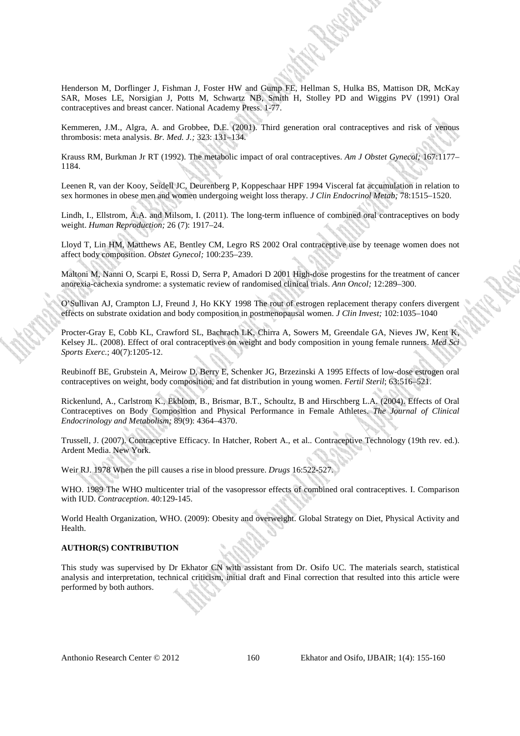Henderson M, Dorflinger J, Fishman J, Foster HW and Gump FE, Hellman S, Hulka BS, Mattison DR, McKay SAR, Moses LE, Norsigian J, Potts M, Schwartz NB, Smith H, Stolley PD and Wiggins PV (1991) Oral contraceptives and breast cancer. National Academy Press. 1-77.

Kemmeren, J.M., Algra, A. and Grobbee, D.E. (2001). Third generation oral contraceptives and risk of venous thrombosis: meta analysis. *Br. Med. J.;* 323: 131–134.

Krauss RM, Burkman Jr RT (1992). The metabolic impact of oral contraceptives. *Am J Obstet Gynecol;* 167:1177–1184.

Leenen R, van der Kooy, Seidell JC, Deurenberg P, Koppeschaar HPF 1994 Visceral fat accumulation in relation to sex hormones in obese men and women undergoing weight loss therapy. *J Clin Endocrinol Metab;* 78:1515–1520.

Lindh, I., Ellstrom, A.A. and Milsom, I. (2011). The long-term influence of combined oral contraceptives on body weight. *Human Reproduction;* 26 (7): 1917–24.

Lloyd T, Lin HM, Matthews AE, Bentley CM, Legro RS 2002 Oral contraceptive use by teenage women does not affect body composition. *Obstet Gynecol;* 100:235–239.

Maltoni M, Nanni O, Scarpi E, Rossi D, Serra P, Amadori D 2001 High-dose progestins for the treatment of cancer anorexia-cachexia syndrome: a systematic review of randomised clinical trials. *Ann Oncol;* 12:289–300.

O'Sullivan AJ, Crampton LJ, Freund J, Ho KKY 1998 The rout of estrogen replacement therapy confers divergent effects on substrate oxidation and body composition in postmenopausal women. *J Clin Invest;* 102:1035–1040

Procter-Gray E, Cobb KL, Crawford SL, Bachrach LK, Chirra A, Sowers M, Greendale GA, Nieves JW, Kent K, Kelsey JL. (2008). Effect of oral contraceptives on weight and body composition in young female runners. *Med Sci Sports Exerc.*; 40(7):1205-12.

Reubinoff BE, Grubstein A, Meirow D, Berry E, Schenker JG, Brzezinski A 1995 Effects of low-dose estrogen oral contraceptives on weight, body composition, and fat distribution in young women. *Fertil Steril*; 63:516–521.

Rickenlund, A., Carlstrom K., Ekblom, B., Brismar, B.T., Schoultz, B and Hirschberg L.A. (2004). Effects of Oral Contraceptives on Body Composition and Physical Performance in Female Athletes. *The Journal of Clinical Endocrinology and Metabolism;* 89(9): 4364–4370.

Trussell, J. (2007). Contraceptive Efficacy. In Hatcher, Robert A., et al.. Contraceptive Technology (19th rev. ed.). Ardent Media. New York.

Weir RJ. 1978 When the pill causes a rise in blood pressure. *Drugs* 16:522-527.

WHO. 1989 The WHO multicenter trial of the vasopressor effects of combined oral contraceptives. I. Comparison with IUD. *Contraception*. 40:129-145.

World Health Organization, WHO. (2009): Obesity and overweight. Global Strategy on Diet, Physical Activity and Health.

**AUTHOR(S) CONTRIBUTION**

This study was supervised by Dr Ekhator CN with assistant from Dr. Osifo UC. The materials search, statistical analysis and interpretation, technical criticism, initial draft and Final correction that resulted into this article were performed by both authors.